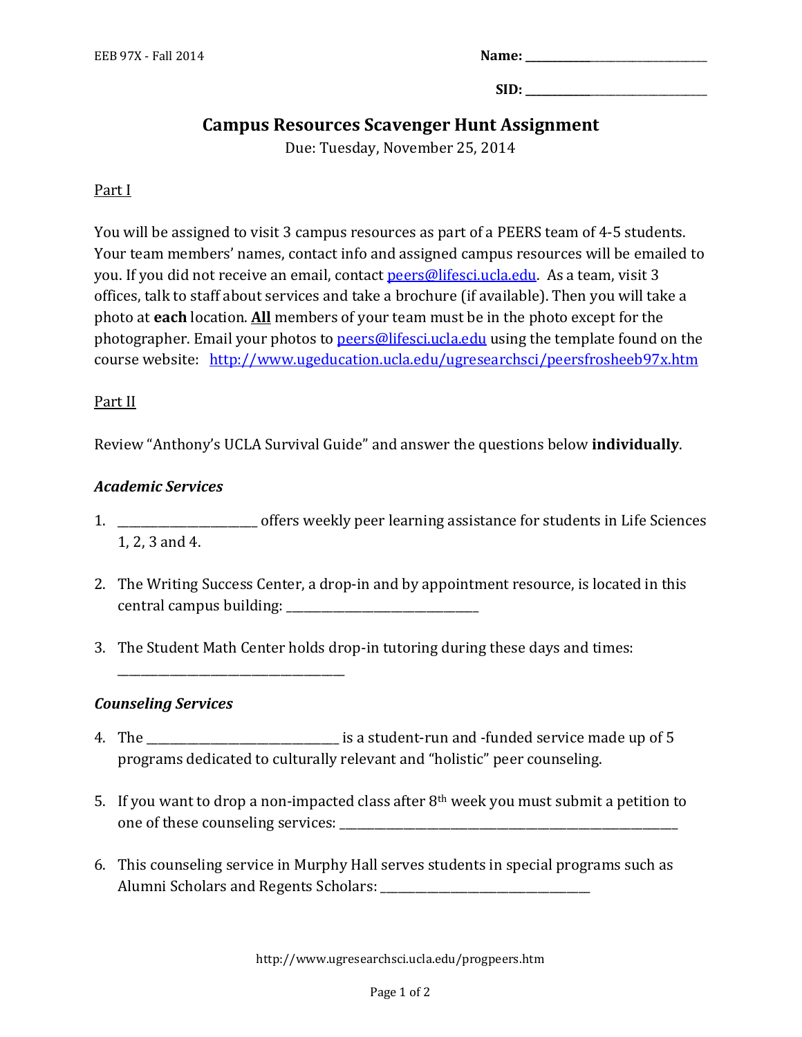EEB 97X - Fall 2014

**Name:** ______________________________

**SID:** ______________________________

# Campus Resources Scavenger Hunt Assignment

Due: Tuesday, November 25, 2014

## Part I

You will be assigned to visit 3 campus resources as part of a PEERS team of 4-5 students. Your team members' names, contact info and assigned campus resources will be emailed to you. If you did not receive an email, contact peers@lifesci.ucla.edu. As a team, visit 3 offices, talk to staff about services and take a brochure (if available). Then you will take a photo at **each** location. **All** members of your team must be in the photo except for the photographer. Email your photos to peers@lifesci.ucla.edu using the template found on the course website: http://www.ugeducation.ucla.edu/ugresearchsci/peersfrosheeb97x.htm

## Part II

Review "Anthony's UCLA Survival Guide" and answer the questions below **individually**.

### *Academic Services*

1. ______________________ offers weekly peer learning assistance for students in Life Sciences 1, 2, 3 and 4.

2. The Writing Success Center, a drop-in and by appointment resource, is located in this central campus building: ______________________________

3. The Student Math Center holds drop-in tutoring during these days and times: ___________________________________

### *Counseling Services*

4. The ______________________________ is a student-run and -funded service made up of 5 programs dedicated to culturally relevant and "holistic" peer counseling.

5. If you want to drop a non-impacted class after 8th week you must submit a petition to one of these counseling services: ________________________________________________________

6. This counseling service in Murphy Hall serves students in special programs such as Alumni Scholars and Regents Scholars: ________________________________

http://www.ugresearchsci.ucla.edu/progpeers.htm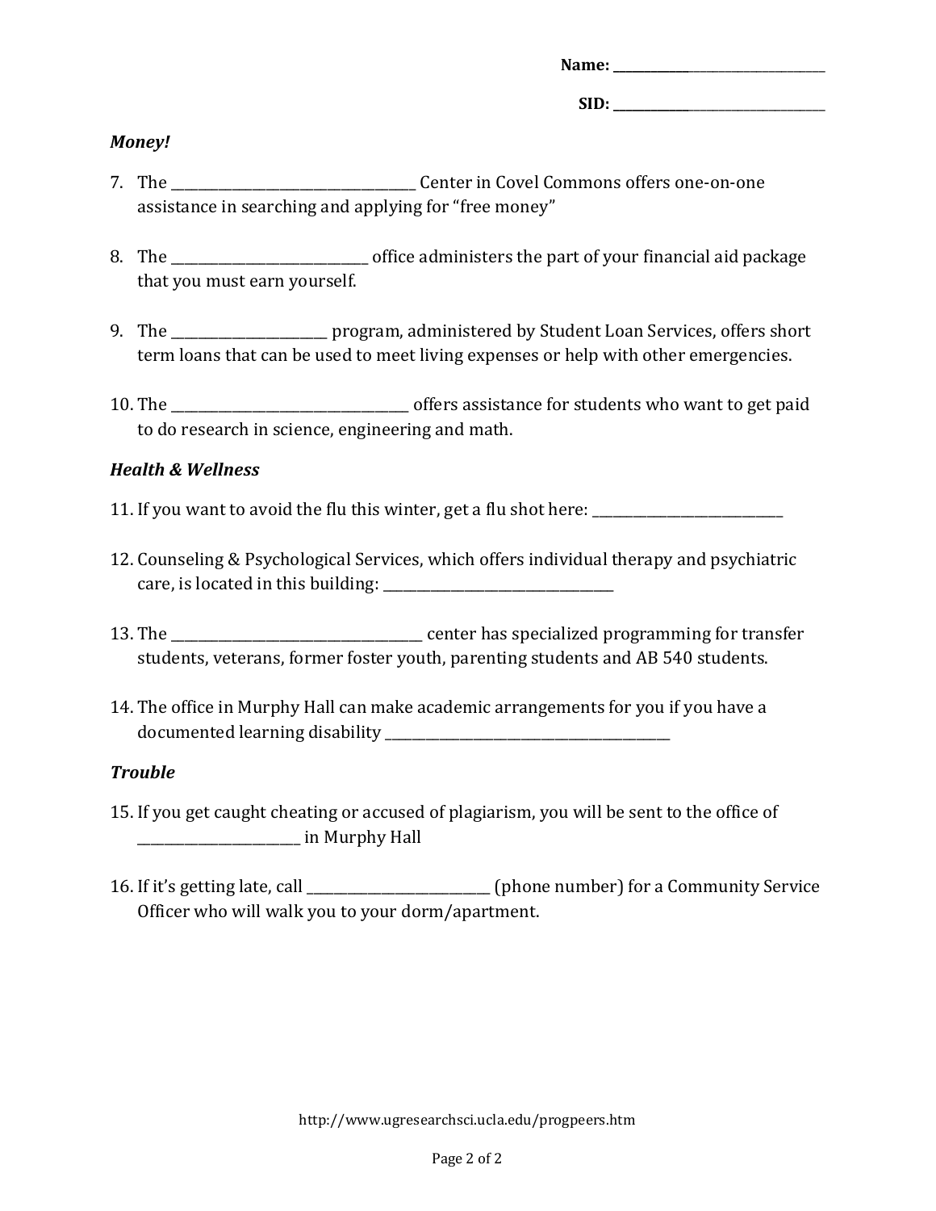**Name: ________________________________**

**SID: ________________________________**

***Money!***

7. The ___________________________________ Center in Covel Commons offers one-on-one assistance in searching and applying for "free money"

8. The ___________________________ office administers the part of your financial aid package that you must earn yourself.

9. The _____________________ program, administered by Student Loan Services, offers short term loans that can be used to meet living expenses or help with other emergencies.

10. The __________________________________ offers assistance for students who want to get paid to do research in science, engineering and math.

***Health & Wellness***

11. If you want to avoid the flu this winter, get a flu shot here: ___________________________

12. Counseling & Psychological Services, which offers individual therapy and psychiatric care, is located in this building: _________________________________

13. The ___________________________________ center has specialized programming for transfer students, veterans, former foster youth, parenting students and AB 540 students.

14. The office in Murphy Hall can make academic arrangements for you if you have a documented learning disability __________________________________________

***Trouble***

15. If you get caught cheating or accused of plagiarism, you will be sent to the office of ______________________ in Murphy Hall

16. If it's getting late, call _________________________ (phone number) for a Community Service Officer who will walk you to your dorm/apartment.

http://www.ugresearchsci.ucla.edu/progpeers.htm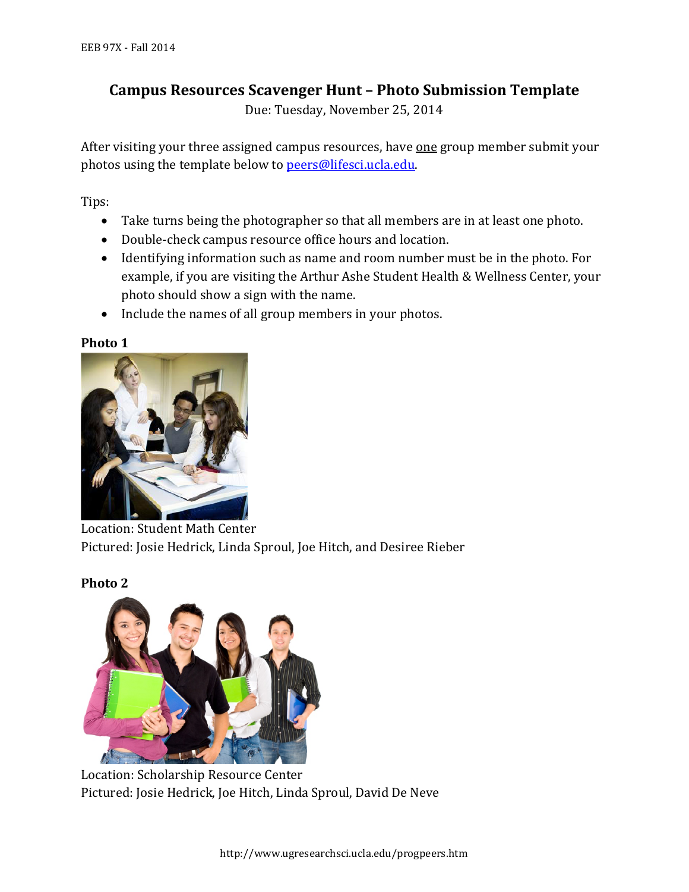# Campus Resources Scavenger Hunt – Photo Submission Template

Due: Tuesday, November 25, 2014

After visiting your three assigned campus resources, have one group member submit your photos using the template below to peers@lifesci.ucla.edu.

Tips:

- Take turns being the photographer so that all members are in at least one photo.
- Double-check campus resource office hours and location.
- Identifying information such as name and room number must be in the photo. For example, if you are visiting the Arthur Ashe Student Health & Wellness Center, your photo should show a sign with the name.
- Include the names of all group members in your photos.

**Photo 1**

Location: Student Math Center
Pictured: Josie Hedrick, Linda Sproul, Joe Hitch, and Desiree Rieber

**Photo 2**

Location: Scholarship Resource Center
Pictured: Josie Hedrick, Joe Hitch, Linda Sproul, David De Neve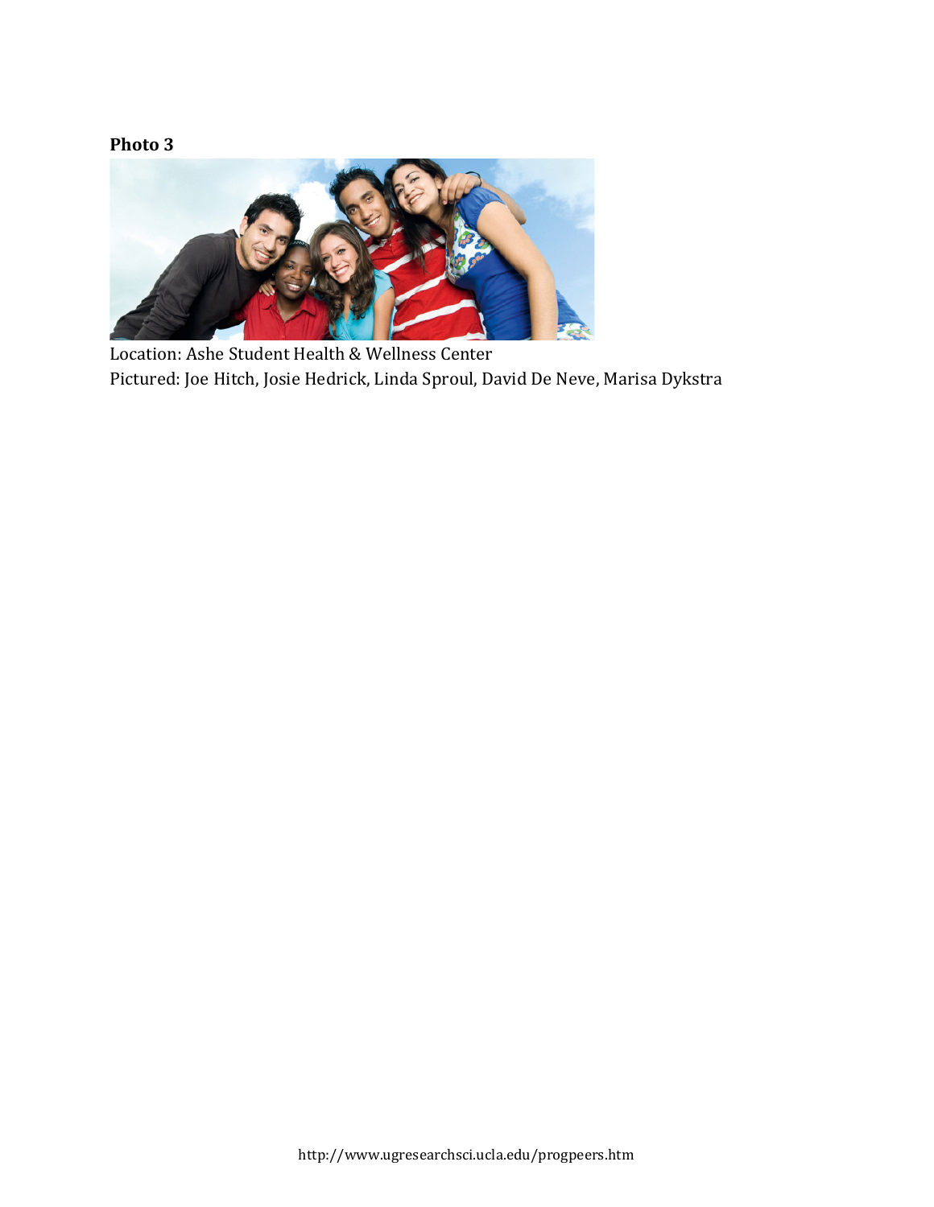**Photo 3**

Location: Ashe Student Health & Wellness Center
Pictured: Joe Hitch, Josie Hedrick, Linda Sproul, David De Neve, Marisa Dykstra

http://www.ugresearchsci.ucla.edu/progpeers.htm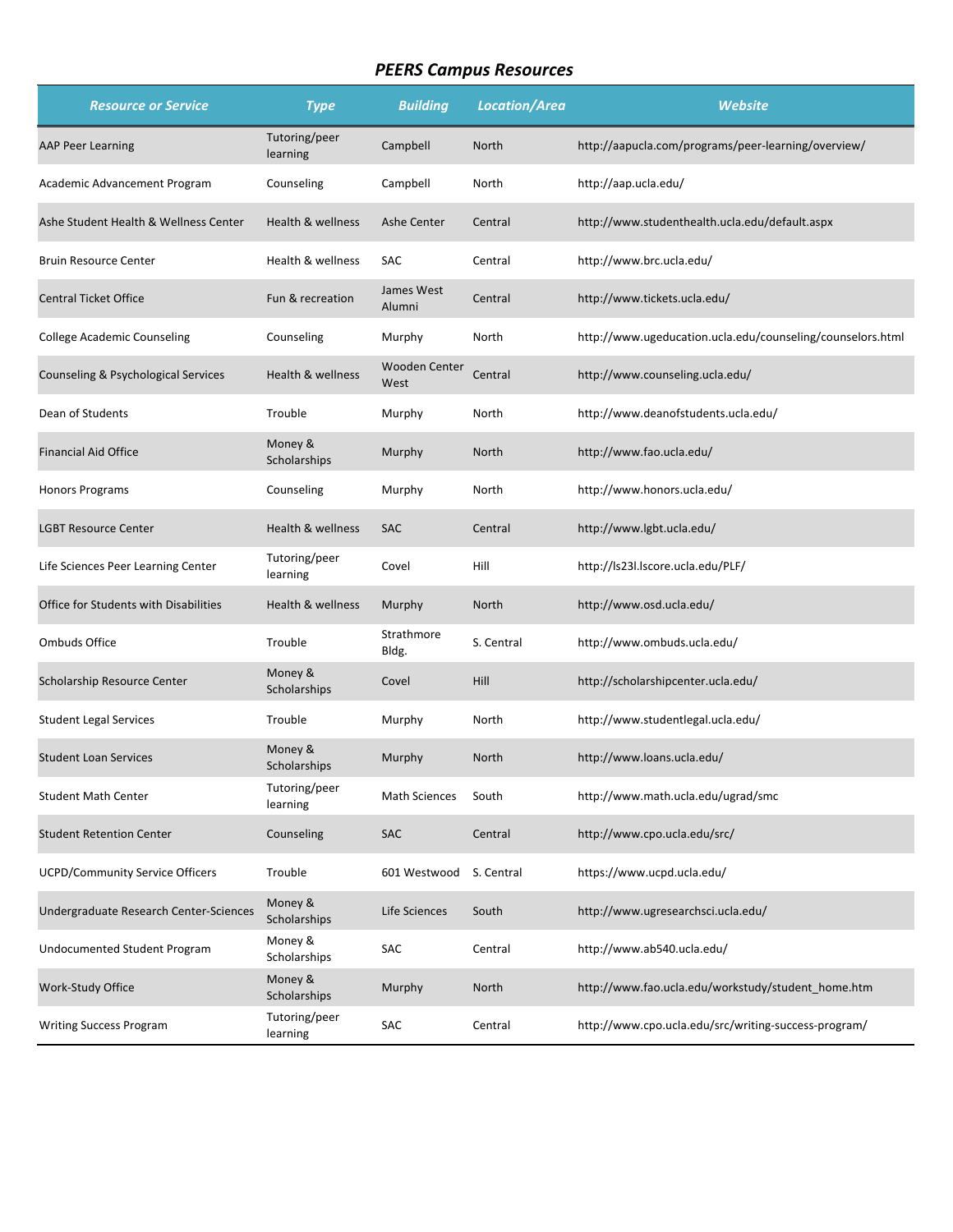## *PEERS Campus Resources*

| Resource or Service | Type | Building | Location/Area | Website |
|---|---|---|---|---|
| AAP Peer Learning | Tutoring/peer learning | Campbell | North | http://aapucla.com/programs/peer-learning/overview/ |
| Academic Advancement Program | Counseling | Campbell | North | http://aap.ucla.edu/ |
| Ashe Student Health & Wellness Center | Health & wellness | Ashe Center | Central | http://www.studenthealth.ucla.edu/default.aspx |
| Bruin Resource Center | Health & wellness | SAC | Central | http://www.brc.ucla.edu/ |
| Central Ticket Office | Fun & recreation | James West Alumni | Central | http://www.tickets.ucla.edu/ |
| College Academic Counseling | Counseling | Murphy | North | http://www.ugeducation.ucla.edu/counseling/counselors.html |
| Counseling & Psychological Services | Health & wellness | Wooden Center West | Central | http://www.counseling.ucla.edu/ |
| Dean of Students | Trouble | Murphy | North | http://www.deanofstudents.ucla.edu/ |
| Financial Aid Office | Money & Scholarships | Murphy | North | http://www.fao.ucla.edu/ |
| Honors Programs | Counseling | Murphy | North | http://www.honors.ucla.edu/ |
| LGBT Resource Center | Health & wellness | SAC | Central | http://www.lgbt.ucla.edu/ |
| Life Sciences Peer Learning Center | Tutoring/peer learning | Covel | Hill | http://ls23l.lscore.ucla.edu/PLF/ |
| Office for Students with Disabilities | Health & wellness | Murphy | North | http://www.osd.ucla.edu/ |
| Ombuds Office | Trouble | Strathmore Bldg. | S. Central | http://www.ombuds.ucla.edu/ |
| Scholarship Resource Center | Money & Scholarships | Covel | Hill | http://scholarshipcenter.ucla.edu/ |
| Student Legal Services | Trouble | Murphy | North | http://www.studentlegal.ucla.edu/ |
| Student Loan Services | Money & Scholarships | Murphy | North | http://www.loans.ucla.edu/ |
| Student Math Center | Tutoring/peer learning | Math Sciences | South | http://www.math.ucla.edu/ugrad/smc |
| Student Retention Center | Counseling | SAC | Central | http://www.cpo.ucla.edu/src/ |
| UCPD/Community Service Officers | Trouble | 601 Westwood | S. Central | https://www.ucpd.ucla.edu/ |
| Undergraduate Research Center-Sciences | Money & Scholarships | Life Sciences | South | http://www.ugresearchsci.ucla.edu/ |
| Undocumented Student Program | Money & Scholarships | SAC | Central | http://www.ab540.ucla.edu/ |
| Work-Study Office | Money & Scholarships | Murphy | North | http://www.fao.ucla.edu/workstudy/student_home.htm |
| Writing Success Program | Tutoring/peer learning | SAC | Central | http://www.cpo.ucla.edu/src/writing-success-program/ |